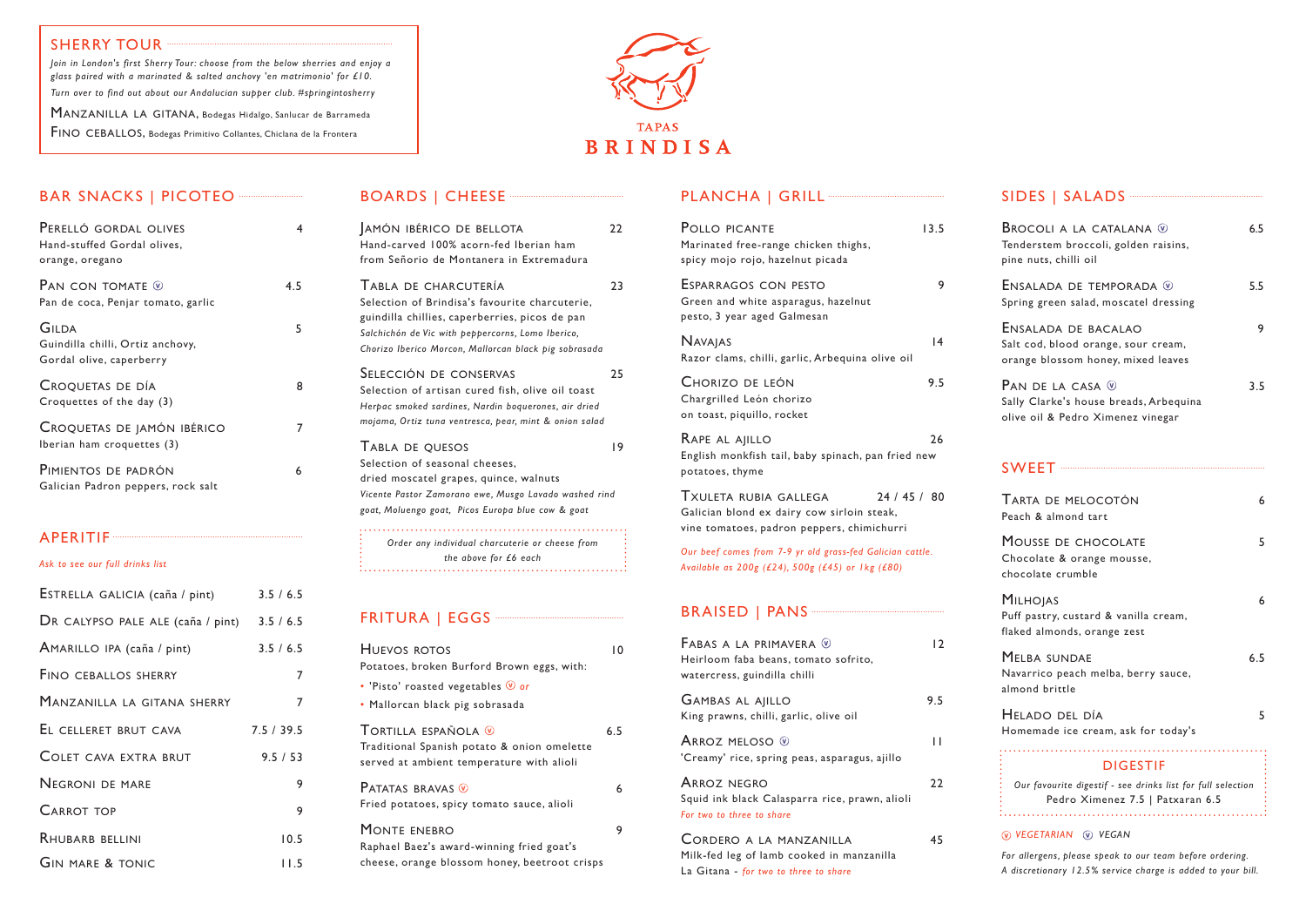## SHERRY TOUR

*Join in London's first Sherry Tour: choose from the below sherries and enjoy a glass paired with a marinated & salted anchovy 'en matrimonio' for £10.*

*Turn over to find out about our Andalucian supper club. #springintosherry*

MANZANILLA LA GITANA, Bodegas Hidalgo, Sanlucar de Barrameda

FINO CEBALLOS, Bodegas Primitivo Collantes, Chiclana de la Frontera

# TAPAS BRINDISA

## BAR SNACKS | PICOTEO

| Item | Price |
|---|---|
| PERELLÓ GORDAL OLIVES<br>Hand-stuffed Gordal olives, orange, oregano | 4 |
| PAN CON TOMATE (V)<br>Pan de coca, Penjar tomato, garlic | 4.5 |
| GILDA<br>Guindilla chilli, Ortiz anchovy, Gordal olive, caperberry | 5 |
| CROQUETAS DE DÍA<br>Croquettes of the day (3) | 8 |
| CROQUETAS DE JAMÓN IBÉRICO<br>Iberian ham croquettes (3) | 7 |
| PIMIENTOS DE PADRÓN<br>Galician Padron peppers, rock salt | 6 |

## APERITIF

*Ask to see our full drinks list*

| Item | Price |
|---|---|
| ESTRELLA GALICIA (caña / pint) | 3.5 / 6.5 |
| DR CALYPSO PALE ALE (caña / pint) | 3.5 / 6.5 |
| AMARILLO IPA (caña / pint) | 3.5 / 6.5 |
| FINO CEBALLOS SHERRY | 7 |
| MANZANILLA LA GITANA SHERRY | 7 |
| EL CELLERET BRUT CAVA | 7.5 / 39.5 |
| COLET CAVA EXTRA BRUT | 9.5 / 53 |
| NEGRONI DE MARE | 9 |
| CARROT TOP | 9 |
| RHUBARB BELLINI | 10.5 |
| GIN MARE & TONIC | 11.5 |

## BOARDS | CHEESE

| Item | Price |
|---|---|
| JAMÓN IBÉRICO DE BELLOTA<br>Hand-carved 100% acorn-fed Iberian ham from Señorio de Montanera in Extremadura | 22 |
| TABLA DE CHARCUTERÍA<br>Selection of Brindisa's favourite charcuterie, guindilla chillies, caperberries, picos de pan<br>*Salchichón de Vic with peppercorns, Lomo Iberico, Chorizo Iberico Morcon, Mallorcan black pig sobrasada* | 23 |
| SELECCIÓN DE CONSERVAS<br>Selection of artisan cured fish, olive oil toast<br>*Herpac smoked sardines, Nardin boquerones, air dried mojama, Ortiz tuna ventresca, pear, mint & onion salad* | 25 |
| TABLA DE QUESOS<br>Selection of seasonal cheeses, dried moscatel grapes, quince, walnuts<br>*Vicente Pastor Zamorano ewe, Musgo Lavado washed rind goat, Moluengo goat, Picos Europa blue cow & goat* | 19 |

*Order any individual charcuterie or cheese from the above for £6 each*

## FRITURA | EGGS

| Item | Price |
|---|---|
| HUEVOS ROTOS<br>Potatoes, broken Burford Brown eggs, with:<br>• 'Pisto' roasted vegetables (V) *or*<br>• Mallorcan black pig sobrasada | 10 |
| TORTILLA ESPAÑOLA (V)<br>Traditional Spanish potato & onion omelette served at ambient temperature with alioli | 6.5 |
| PATATAS BRAVAS (V)<br>Fried potatoes, spicy tomato sauce, alioli | 6 |
| MONTE ENEBRO<br>Raphael Baez's award-winning fried goat's cheese, orange blossom honey, beetroot crisps | 9 |

## PLANCHA | GRILL

| Item | Price |
|---|---|
| POLLO PICANTE<br>Marinated free-range chicken thighs, spicy mojo rojo, hazelnut picada | 13.5 |
| ESPARRAGOS CON PESTO<br>Green and white asparagus, hazelnut pesto, 3 year aged Galmesan | 9 |
| NAVAJAS<br>Razor clams, chilli, garlic, Arbequina olive oil | 14 |
| CHORIZO DE LEÓN<br>Chargrilled León chorizo on toast, piquillo, rocket | 9.5 |
| RAPE AL AJILLO<br>English monkfish tail, baby spinach, pan fried new potatoes, thyme | 26 |
| TXULETA RUBIA GALLEGA<br>Galician blond ex dairy cow sirloin steak, vine tomatoes, padron peppers, chimichurri | 24 / 45 / 80 |

*Our beef comes from 7-9 yr old grass-fed Galician cattle. Available as 200g (£24), 500g (£45) or 1kg (£80)*

## BRAISED | PANS

| Item | Price |
|---|---|
| FABAS A LA PRIMAVERA (V)<br>Heirloom faba beans, tomato sofrito, watercress, guindilla chilli | 12 |
| GAMBAS AL AJILLO<br>King prawns, chilli, garlic, olive oil | 9.5 |
| ARROZ MELOSO (V)<br>'Creamy' rice, spring peas, asparagus, ajillo | 11 |
| ARROZ NEGRO<br>Squid ink black Calasparra rice, prawn, alioli<br>*For two to three to share* | 22 |
| CORDERO A LA MANZANILLA<br>Milk-fed leg of lamb cooked in manzanilla La Gitana - *for two to three to share* | 45 |

## SIDES | SALADS

| Item | Price |
|---|---|
| BROCOLI A LA CATALANA (V)<br>Tenderstem broccoli, golden raisins, pine nuts, chilli oil | 6.5 |
| ENSALADA DE TEMPORADA (V)<br>Spring green salad, moscatel dressing | 5.5 |
| ENSALADA DE BACALAO<br>Salt cod, blood orange, sour cream, orange blossom honey, mixed leaves | 9 |
| PAN DE LA CASA (V)<br>Sally Clarke's house breads, Arbequina olive oil & Pedro Ximenez vinegar | 3.5 |

## SWEET

| Item | Price |
|---|---|
| TARTA DE MELOCOTÓN<br>Peach & almond tart | 6 |
| MOUSSE DE CHOCOLATE<br>Chocolate & orange mousse, chocolate crumble | 5 |
| MILHOJAS<br>Puff pastry, custard & vanilla cream, flaked almonds, orange zest | 6 |
| MELBA SUNDAE<br>Navarrico peach melba, berry sauce, almond brittle | 6.5 |
| HELADO DEL DÍA<br>Homemade ice cream, ask for today's | 5 |

### DIGESTIF

*Our favourite digestif - see drinks list for full selection*

Pedro Ximenez 7.5 | Patxaran 6.5

(V) *VEGETARIAN* (V) *VEGAN*

*For allergens, please speak to our team before ordering.*
*A discretionary 12.5% service charge is added to your bill.*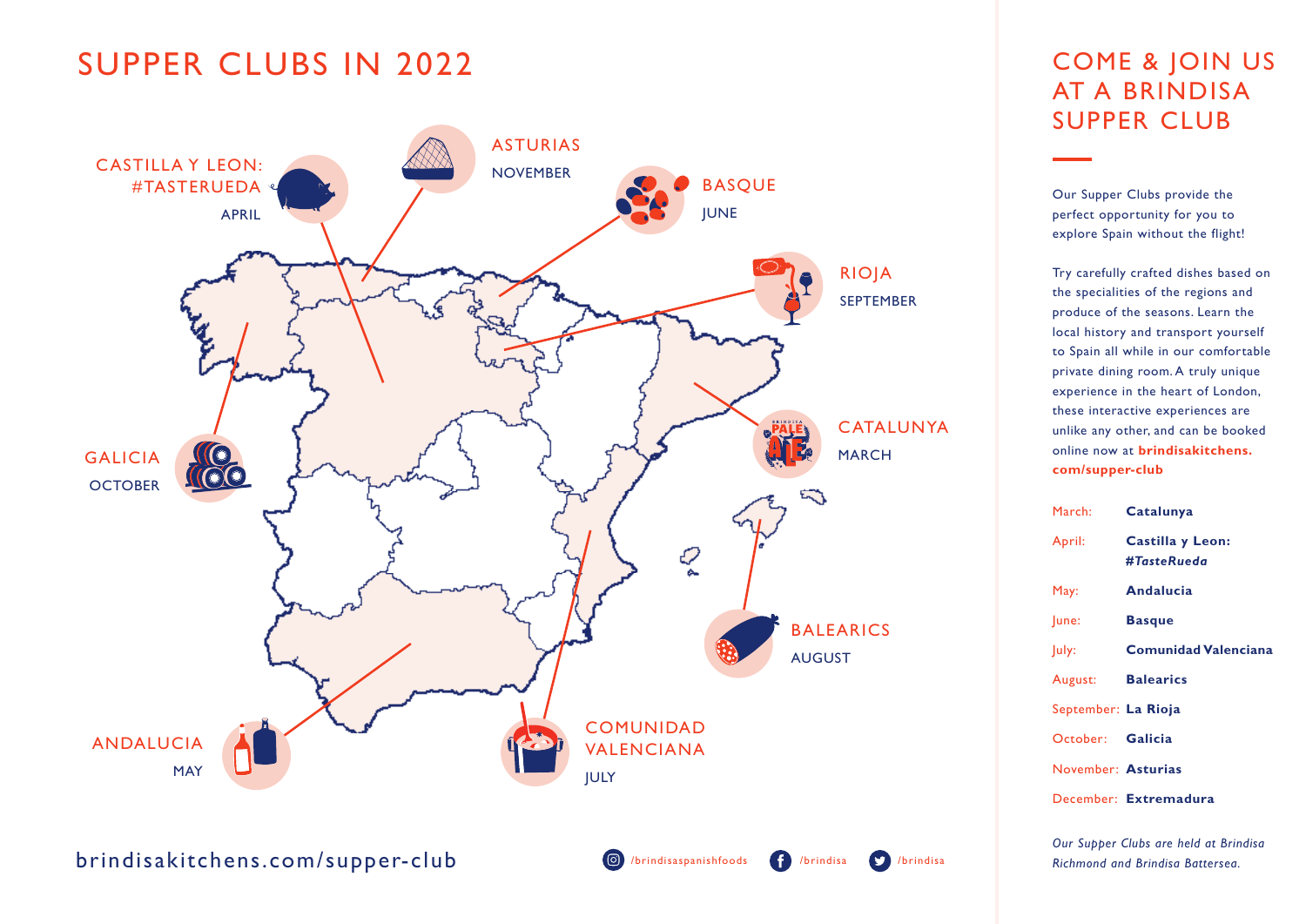# SUPPER CLUBS IN 2022

CASTILLA Y LEON: #TASTERUEDA
APRIL

ASTURIAS
NOVEMBER

BASQUE
JUNE

RIOJA
SEPTEMBER

GALICIA
OCTOBER

CATALUNYA
MARCH

BALEARICS
AUGUST

ANDALUCIA
MAY

COMUNIDAD VALENCIANA
JULY

brindisakitchens.com/supper-club

/brindisaspanishfoods /brindisa /brindisa

# COME & JOIN US AT A BRINDISA SUPPER CLUB

Our Supper Clubs provide the perfect opportunity for you to explore Spain without the flight!

Try carefully crafted dishes based on the specialities of the regions and produce of the seasons. Learn the local history and transport yourself to Spain all while in our comfortable private dining room. A truly unique experience in the heart of London, these interactive experiences are unlike any other, and can be booked online now at **brindisakitchens.com/supper-club**

| | |
|---|---|
| March: | **Catalunya** |
| April: | **Castilla y Leon: *#TasteRueda*** |
| May: | **Andalucia** |
| June: | **Basque** |
| July: | **Comunidad Valenciana** |
| August: | **Balearics** |
| September: | **La Rioja** |
| October: | **Galicia** |
| November: | **Asturias** |
| December: | **Extremadura** |

*Our Supper Clubs are held at Brindisa Richmond and Brindisa Battersea.*